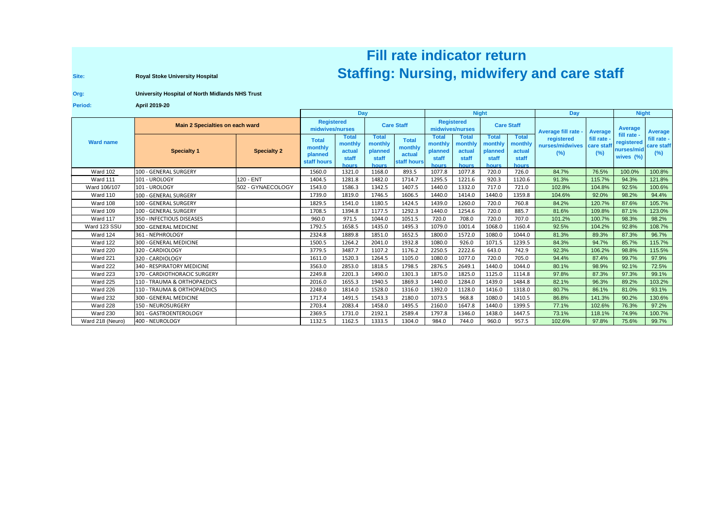# Fill rate indicator return

## Staffing: Nursing, midwifery and care staff

**Site:** Royal Stoke University Hospital

**Org:** University Hospital of North Midlands NHS Trust

**Period:** April 2019-20

| Ward name | Main 2 Specialties on each ward | | Day | | | | Night | | | | Day | | Night | |
|---|---|---|---|---|---|---|---|---|---|---|---|---|---|---|
| | | | Registered midwives/nurses | | Care Staff | | Registered midwives/nurses | | Care Staff | | Average fill rate - registered nurses/midwives (%) | Average fill rate - care staff (%) | Average fill rate - registered nurses/midwives (%) | Average fill rate - care staff (%) |
| | Specialty 1 | Specialty 2 | Total monthly planned staff hours | Total monthly actual staff hours | Total monthly planned staff hours | Total monthly actual staff hours | Total monthly planned staff hours | Total monthly actual staff hours | Total monthly planned staff hours | Total monthly actual staff hours | | | | |
| Ward 102 | 100 - GENERAL SURGERY | | 1560.0 | 1321.0 | 1168.0 | 893.5 | 1077.8 | 1077.8 | 720.0 | 726.0 | 84.7% | 76.5% | 100.0% | 100.8% |
| Ward 111 | 101 - UROLOGY | 120 - ENT | 1404.5 | 1281.8 | 1482.0 | 1714.7 | 1295.5 | 1221.6 | 920.3 | 1120.6 | 91.3% | 115.7% | 94.3% | 121.8% |
| Ward 106/107 | 101 - UROLOGY | 502 - GYNAECOLOGY | 1543.0 | 1586.3 | 1342.5 | 1407.5 | 1440.0 | 1332.0 | 717.0 | 721.0 | 102.8% | 104.8% | 92.5% | 100.6% |
| Ward 110 | 100 - GENERAL SURGERY | | 1739.0 | 1819.0 | 1746.5 | 1606.5 | 1440.0 | 1414.0 | 1440.0 | 1359.8 | 104.6% | 92.0% | 98.2% | 94.4% |
| Ward 108 | 100 - GENERAL SURGERY | | 1829.5 | 1541.0 | 1180.5 | 1424.5 | 1439.0 | 1260.0 | 720.0 | 760.8 | 84.2% | 120.7% | 87.6% | 105.7% |
| Ward 109 | 100 - GENERAL SURGERY | | 1708.5 | 1394.8 | 1177.5 | 1292.3 | 1440.0 | 1254.6 | 720.0 | 885.7 | 81.6% | 109.8% | 87.1% | 123.0% |
| Ward 117 | 350 - INFECTIOUS DISEASES | | 960.0 | 971.5 | 1044.0 | 1051.5 | 720.0 | 708.0 | 720.0 | 707.0 | 101.2% | 100.7% | 98.3% | 98.2% |
| Ward 123 SSU | 300 - GENERAL MEDICINE | | 1792.5 | 1658.5 | 1435.0 | 1495.3 | 1079.0 | 1001.4 | 1068.0 | 1160.4 | 92.5% | 104.2% | 92.8% | 108.7% |
| Ward 124 | 361 - NEPHROLOGY | | 2324.8 | 1889.8 | 1851.0 | 1652.5 | 1800.0 | 1572.0 | 1080.0 | 1044.0 | 81.3% | 89.3% | 87.3% | 96.7% |
| Ward 122 | 300 - GENERAL MEDICINE | | 1500.5 | 1264.2 | 2041.0 | 1932.8 | 1080.0 | 926.0 | 1071.5 | 1239.5 | 84.3% | 94.7% | 85.7% | 115.7% |
| Ward 220 | 320 - CARDIOLOGY | | 3779.5 | 3487.7 | 1107.2 | 1176.2 | 2250.5 | 2222.6 | 643.0 | 742.9 | 92.3% | 106.2% | 98.8% | 115.5% |
| Ward 221 | 320 - CARDIOLOGY | | 1611.0 | 1520.3 | 1264.5 | 1105.0 | 1080.0 | 1077.0 | 720.0 | 705.0 | 94.4% | 87.4% | 99.7% | 97.9% |
| Ward 222 | 340 - RESPIRATORY MEDICINE | | 3563.0 | 2853.0 | 1818.5 | 1798.5 | 2876.5 | 2649.1 | 1440.0 | 1044.0 | 80.1% | 98.9% | 92.1% | 72.5% |
| Ward 223 | 170 - CARDIOTHORACIC SURGERY | | 2249.8 | 2201.3 | 1490.0 | 1301.3 | 1875.0 | 1825.0 | 1125.0 | 1114.8 | 97.8% | 87.3% | 97.3% | 99.1% |
| Ward 225 | 110 - TRAUMA & ORTHOPAEDICS | | 2016.0 | 1655.3 | 1940.5 | 1869.3 | 1440.0 | 1284.0 | 1439.0 | 1484.8 | 82.1% | 96.3% | 89.2% | 103.2% |
| Ward 226 | 110 - TRAUMA & ORTHOPAEDICS | | 2248.0 | 1814.0 | 1528.0 | 1316.0 | 1392.0 | 1128.0 | 1416.0 | 1318.0 | 80.7% | 86.1% | 81.0% | 93.1% |
| Ward 232 | 300 - GENERAL MEDICINE | | 1717.4 | 1491.5 | 1543.3 | 2180.0 | 1073.5 | 968.8 | 1080.0 | 1410.5 | 86.8% | 141.3% | 90.2% | 130.6% |
| Ward 228 | 150 - NEUROSURGERY | | 2703.4 | 2083.4 | 1458.0 | 1495.5 | 2160.0 | 1647.8 | 1440.0 | 1399.5 | 77.1% | 102.6% | 76.3% | 97.2% |
| Ward 230 | 301 - GASTROENTEROLOGY | | 2369.5 | 1731.0 | 2192.1 | 2589.4 | 1797.8 | 1346.0 | 1438.0 | 1447.5 | 73.1% | 118.1% | 74.9% | 100.7% |
| Ward 218 (Neuro) | 400 - NEUROLOGY | | 1132.5 | 1162.5 | 1333.5 | 1304.0 | 984.0 | 744.0 | 960.0 | 957.5 | 102.6% | 97.8% | 75.6% | 99.7% |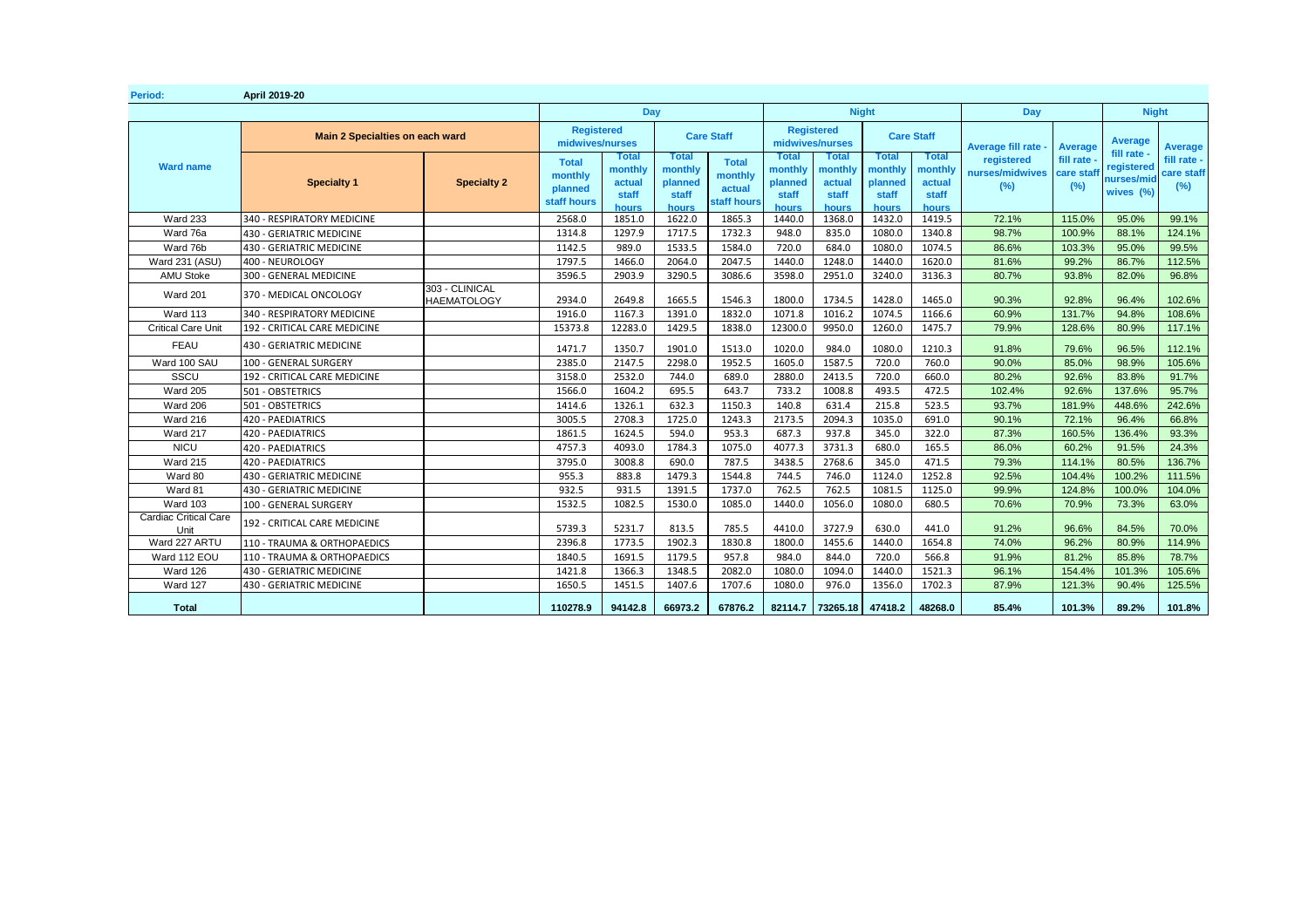**Period:** April 2019-20

| Ward name | Main 2 Specialties on each ward | | Day | | | | Night | | | | Day | | Night | |
|---|---|---|---|---|---|---|---|---|---|---|---|---|---|---|
| | | | Registered midwives/nurses | | Care Staff | | Registered midwives/nurses | | Care Staff | | Average fill rate - registered nurses/midwives (%) | Average fill rate - care staff (%) | Average fill rate - registered nurses/midwives (%) | Average fill rate - care staff (%) |
| | Specialty 1 | Specialty 2 | Total monthly planned staff hours | Total monthly actual staff hours | Total monthly planned staff hours | Total monthly actual staff hours | Total monthly planned staff hours | Total monthly actual staff hours | Total monthly planned staff hours | Total monthly actual staff hours | | | | |
| Ward 233 | 340 - RESPIRATORY MEDICINE | | 2568.0 | 1851.0 | 1622.0 | 1865.3 | 1440.0 | 1368.0 | 1432.0 | 1419.5 | 72.1% | 115.0% | 95.0% | 99.1% |
| Ward 76a | 430 - GERIATRIC MEDICINE | | 1314.8 | 1297.9 | 1717.5 | 1732.3 | 948.0 | 835.0 | 1080.0 | 1340.8 | 98.7% | 100.9% | 88.1% | 124.1% |
| Ward 76b | 430 - GERIATRIC MEDICINE | | 1142.5 | 989.0 | 1533.5 | 1584.0 | 720.0 | 684.0 | 1080.0 | 1074.5 | 86.6% | 103.3% | 95.0% | 99.5% |
| Ward 231 (ASU) | 400 - NEUROLOGY | | 1797.5 | 1466.0 | 2064.0 | 2047.5 | 1440.0 | 1248.0 | 1440.0 | 1620.0 | 81.6% | 99.2% | 86.7% | 112.5% |
| AMU Stoke | 300 - GENERAL MEDICINE | | 3596.5 | 2903.9 | 3290.5 | 3086.6 | 3598.0 | 2951.0 | 3240.0 | 3136.3 | 80.7% | 93.8% | 82.0% | 96.8% |
| Ward 201 | 370 - MEDICAL ONCOLOGY | 303 - CLINICAL HAEMATOLOGY | 2934.0 | 2649.8 | 1665.5 | 1546.3 | 1800.0 | 1734.5 | 1428.0 | 1465.0 | 90.3% | 92.8% | 96.4% | 102.6% |
| Ward 113 | 340 - RESPIRATORY MEDICINE | | 1916.0 | 1167.3 | 1391.0 | 1832.0 | 1071.8 | 1016.2 | 1074.5 | 1166.6 | 60.9% | 131.7% | 94.8% | 108.6% |
| Critical Care Unit | 192 - CRITICAL CARE MEDICINE | | 15373.8 | 12283.0 | 1429.5 | 1838.0 | 12300.0 | 9950.0 | 1260.0 | 1475.7 | 79.9% | 128.6% | 80.9% | 117.1% |
| FEAU | 430 - GERIATRIC MEDICINE | | 1471.7 | 1350.7 | 1901.0 | 1513.0 | 1020.0 | 984.0 | 1080.0 | 1210.3 | 91.8% | 79.6% | 96.5% | 112.1% |
| Ward 100 SAU | 100 - GENERAL SURGERY | | 2385.0 | 2147.5 | 2298.0 | 1952.5 | 1605.0 | 1587.5 | 720.0 | 760.0 | 90.0% | 85.0% | 98.9% | 105.6% |
| SSCU | 192 - CRITICAL CARE MEDICINE | | 3158.0 | 2532.0 | 744.0 | 689.0 | 2880.0 | 2413.5 | 720.0 | 660.0 | 80.2% | 92.6% | 83.8% | 91.7% |
| Ward 205 | 501 - OBSTETRICS | | 1566.0 | 1604.2 | 695.5 | 643.7 | 733.2 | 1008.8 | 493.5 | 472.5 | 102.4% | 92.6% | 137.6% | 95.7% |
| Ward 206 | 501 - OBSTETRICS | | 1414.6 | 1326.1 | 632.3 | 1150.3 | 140.8 | 631.4 | 215.8 | 523.5 | 93.7% | 181.9% | 448.6% | 242.6% |
| Ward 216 | 420 - PAEDIATRICS | | 3005.5 | 2708.3 | 1725.0 | 1243.3 | 2173.5 | 2094.3 | 1035.0 | 691.0 | 90.1% | 72.1% | 96.4% | 66.8% |
| Ward 217 | 420 - PAEDIATRICS | | 1861.5 | 1624.5 | 594.0 | 953.3 | 687.3 | 937.8 | 345.0 | 322.0 | 87.3% | 160.5% | 136.4% | 93.3% |
| NICU | 420 - PAEDIATRICS | | 4757.3 | 4093.0 | 1784.3 | 1075.0 | 4077.3 | 3731.3 | 680.0 | 165.5 | 86.0% | 60.2% | 91.5% | 24.3% |
| Ward 215 | 420 - PAEDIATRICS | | 3795.0 | 3008.8 | 690.0 | 787.5 | 3438.5 | 2768.6 | 345.0 | 471.5 | 79.3% | 114.1% | 80.5% | 136.7% |
| Ward 80 | 430 - GERIATRIC MEDICINE | | 955.3 | 883.8 | 1479.3 | 1544.8 | 744.5 | 746.0 | 1124.0 | 1252.8 | 92.5% | 104.4% | 100.2% | 111.5% |
| Ward 81 | 430 - GERIATRIC MEDICINE | | 932.5 | 931.5 | 1391.5 | 1737.0 | 762.5 | 762.5 | 1081.5 | 1125.0 | 99.9% | 124.8% | 100.0% | 104.0% |
| Ward 103 | 100 - GENERAL SURGERY | | 1532.5 | 1082.5 | 1530.0 | 1085.0 | 1440.0 | 1056.0 | 1080.0 | 680.5 | 70.6% | 70.9% | 73.3% | 63.0% |
| Cardiac Critical Care Unit | 192 - CRITICAL CARE MEDICINE | | 5739.3 | 5231.7 | 813.5 | 785.5 | 4410.0 | 3727.9 | 630.0 | 441.0 | 91.2% | 96.6% | 84.5% | 70.0% |
| Ward 227 ARTU | 110 - TRAUMA & ORTHOPAEDICS | | 2396.8 | 1773.5 | 1902.3 | 1830.8 | 1800.0 | 1455.6 | 1440.0 | 1654.8 | 74.0% | 96.2% | 80.9% | 114.9% |
| Ward 112 EOU | 110 - TRAUMA & ORTHOPAEDICS | | 1840.5 | 1691.5 | 1179.5 | 957.8 | 984.0 | 844.0 | 720.0 | 566.8 | 91.9% | 81.2% | 85.8% | 78.7% |
| Ward 126 | 430 - GERIATRIC MEDICINE | | 1421.8 | 1366.3 | 1348.5 | 2082.0 | 1080.0 | 1094.0 | 1440.0 | 1521.3 | 96.1% | 154.4% | 101.3% | 105.6% |
| Ward 127 | 430 - GERIATRIC MEDICINE | | 1650.5 | 1451.5 | 1407.6 | 1707.6 | 1080.0 | 976.0 | 1356.0 | 1702.3 | 87.9% | 121.3% | 90.4% | 125.5% |
| **Total** | | | **110278.9** | **94142.8** | **66973.2** | **67876.2** | **82114.7** | **73265.18** | **47418.2** | **48268.0** | **85.4%** | **101.3%** | **89.2%** | **101.8%** |